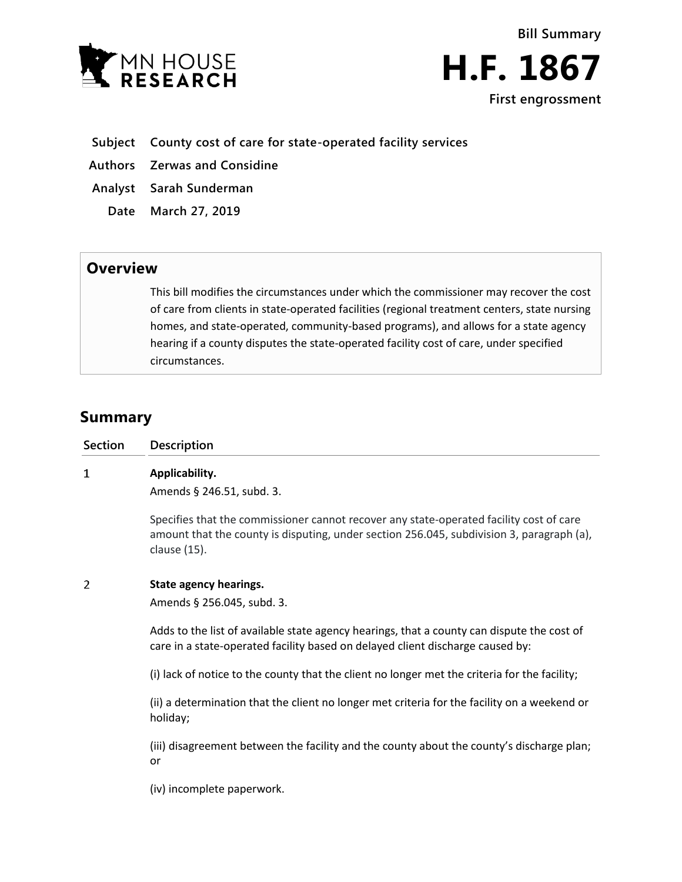MN HOUSE RESEARCH

**Bill Summary**

# H.F. 1867

**First engrossment**

| | |
|---|---|
| **Subject** | **County cost of care for state-operated facility services** |
| **Authors** | **Zerwas and Considine** |
| **Analyst** | **Sarah Sunderman** |
| **Date** | **March 27, 2019** |

## Overview

This bill modifies the circumstances under which the commissioner may recover the cost of care from clients in state-operated facilities (regional treatment centers, state nursing homes, and state-operated, community-based programs), and allows for a state agency hearing if a county disputes the state-operated facility cost of care, under specified circumstances.

## Summary

| Section | Description |
|---|---|
| 1 | **Applicability.**<br>Amends § 246.51, subd. 3.<br><br>Specifies that the commissioner cannot recover any state-operated facility cost of care amount that the county is disputing, under section 256.045, subdivision 3, paragraph (a), clause (15). |
| 2 | **State agency hearings.**<br>Amends § 256.045, subd. 3.<br><br>Adds to the list of available state agency hearings, that a county can dispute the cost of care in a state-operated facility based on delayed client discharge caused by:<br><br>(i) lack of notice to the county that the client no longer met the criteria for the facility;<br><br>(ii) a determination that the client no longer met criteria for the facility on a weekend or holiday;<br><br>(iii) disagreement between the facility and the county about the county's discharge plan; or<br><br>(iv) incomplete paperwork. |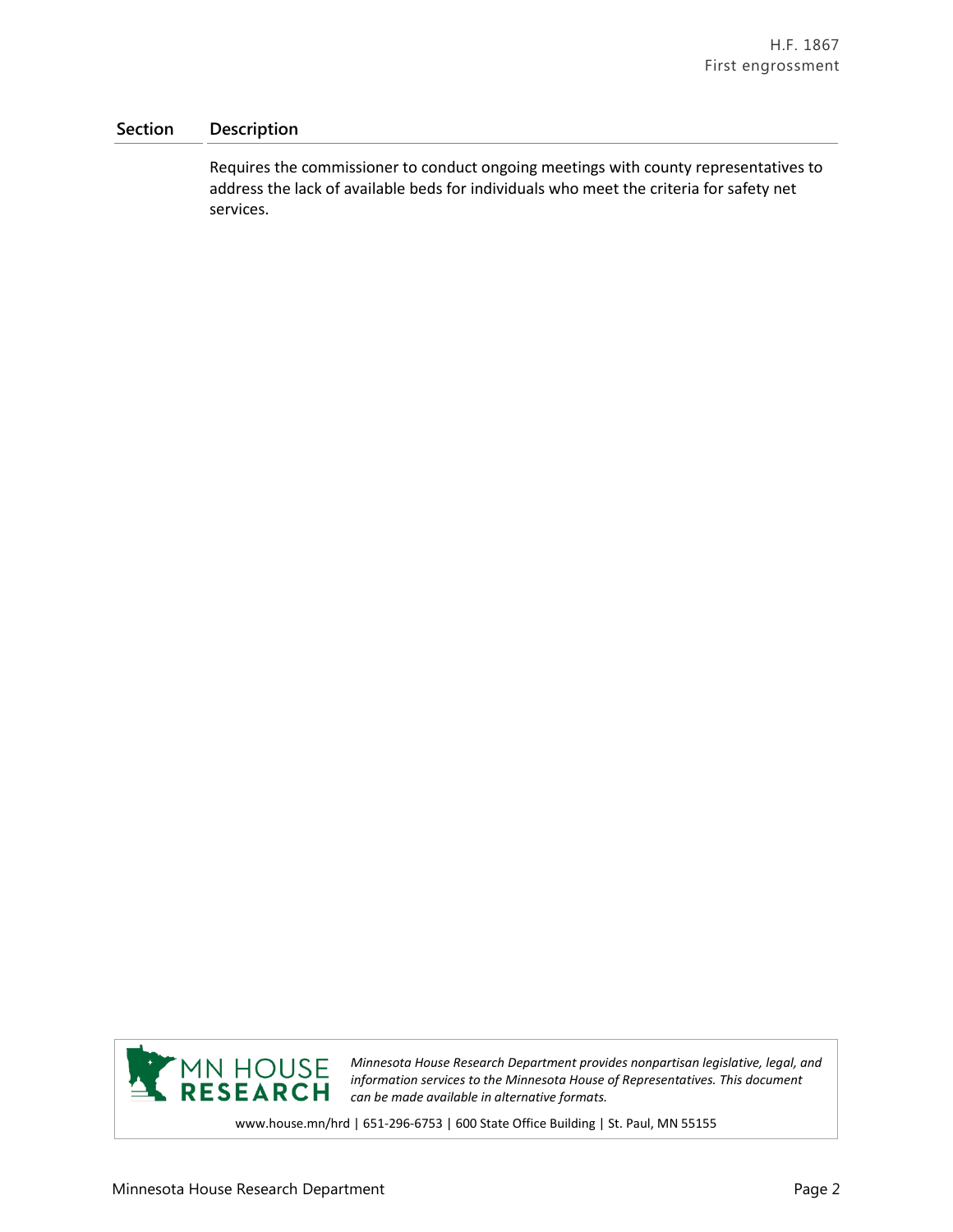| Section | Description |
|---|---|
| | Requires the commissioner to conduct ongoing meetings with county representatives to address the lack of available beds for individuals who meet the criteria for safety net services. |

*Minnesota House Research Department provides nonpartisan legislative, legal, and information services to the Minnesota House of Representatives. This document can be made available in alternative formats.*

www.house.mn/hrd | 651-296-6753 | 600 State Office Building | St. Paul, MN 55155